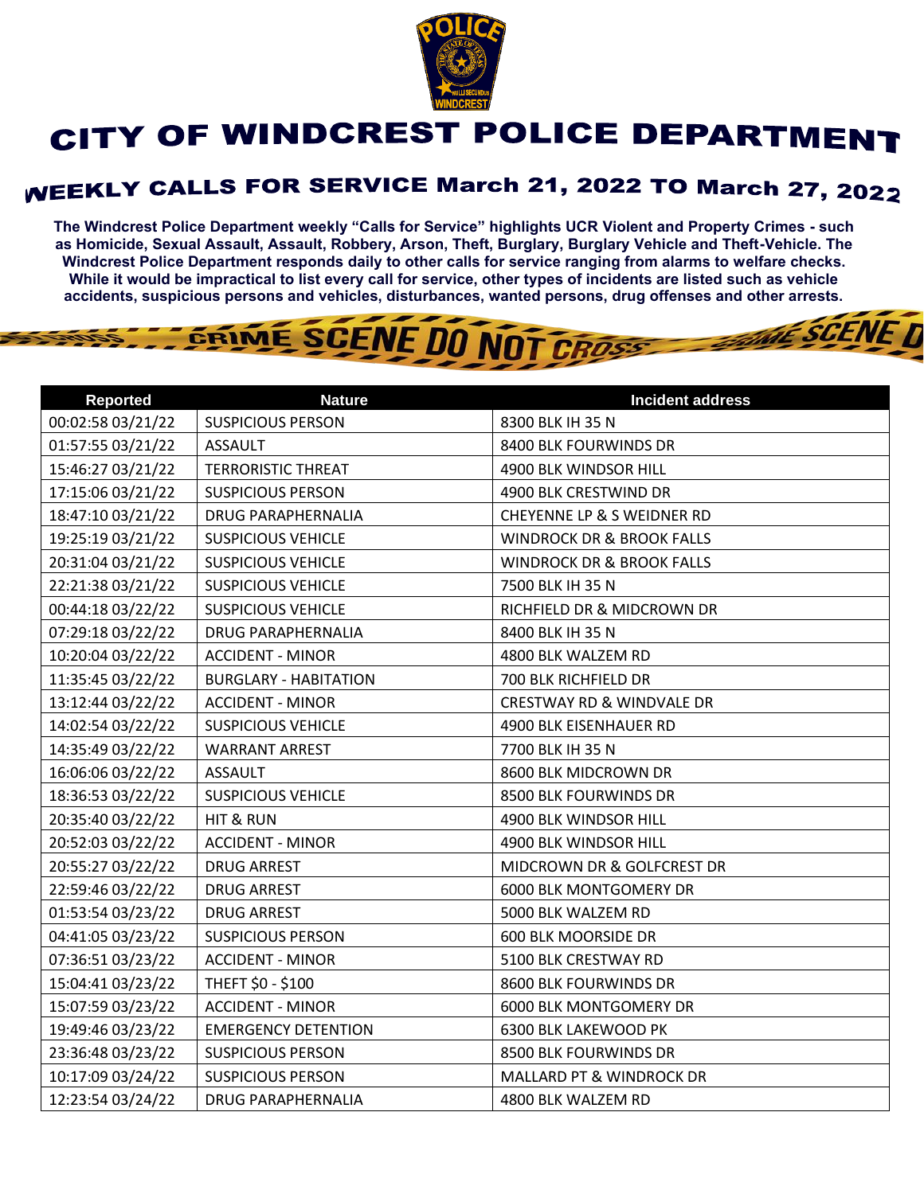# CITY OF WINDCREST POLICE DEPARTMENT

## WEEKLY CALLS FOR SERVICE March 21, 2022 TO March 27, 2022

**The Windcrest Police Department weekly "Calls for Service" highlights UCR Violent and Property Crimes - such as Homicide, Sexual Assault, Assault, Robbery, Arson, Theft, Burglary, Burglary Vehicle and Theft-Vehicle. The Windcrest Police Department responds daily to other calls for service ranging from alarms to welfare checks. While it would be impractical to list every call for service, other types of incidents are listed such as vehicle accidents, suspicious persons and vehicles, disturbances, wanted persons, drug offenses and other arrests.**

| Reported | Nature | Incident address |
|---|---|---|
| 00:02:58 03/21/22 | SUSPICIOUS PERSON | 8300 BLK IH 35 N |
| 01:57:55 03/21/22 | ASSAULT | 8400 BLK FOURWINDS DR |
| 15:46:27 03/21/22 | TERRORISTIC THREAT | 4900 BLK WINDSOR HILL |
| 17:15:06 03/21/22 | SUSPICIOUS PERSON | 4900 BLK CRESTWIND DR |
| 18:47:10 03/21/22 | DRUG PARAPHERNALIA | CHEYENNE LP & S WEIDNER RD |
| 19:25:19 03/21/22 | SUSPICIOUS VEHICLE | WINDROCK DR & BROOK FALLS |
| 20:31:04 03/21/22 | SUSPICIOUS VEHICLE | WINDROCK DR & BROOK FALLS |
| 22:21:38 03/21/22 | SUSPICIOUS VEHICLE | 7500 BLK IH 35 N |
| 00:44:18 03/22/22 | SUSPICIOUS VEHICLE | RICHFIELD DR & MIDCROWN DR |
| 07:29:18 03/22/22 | DRUG PARAPHERNALIA | 8400 BLK IH 35 N |
| 10:20:04 03/22/22 | ACCIDENT - MINOR | 4800 BLK WALZEM RD |
| 11:35:45 03/22/22 | BURGLARY - HABITATION | 700 BLK RICHFIELD DR |
| 13:12:44 03/22/22 | ACCIDENT - MINOR | CRESTWAY RD & WINDVALE DR |
| 14:02:54 03/22/22 | SUSPICIOUS VEHICLE | 4900 BLK EISENHAUER RD |
| 14:35:49 03/22/22 | WARRANT ARREST | 7700 BLK IH 35 N |
| 16:06:06 03/22/22 | ASSAULT | 8600 BLK MIDCROWN DR |
| 18:36:53 03/22/22 | SUSPICIOUS VEHICLE | 8500 BLK FOURWINDS DR |
| 20:35:40 03/22/22 | HIT & RUN | 4900 BLK WINDSOR HILL |
| 20:52:03 03/22/22 | ACCIDENT - MINOR | 4900 BLK WINDSOR HILL |
| 20:55:27 03/22/22 | DRUG ARREST | MIDCROWN DR & GOLFCREST DR |
| 22:59:46 03/22/22 | DRUG ARREST | 6000 BLK MONTGOMERY DR |
| 01:53:54 03/23/22 | DRUG ARREST | 5000 BLK WALZEM RD |
| 04:41:05 03/23/22 | SUSPICIOUS PERSON | 600 BLK MOORSIDE DR |
| 07:36:51 03/23/22 | ACCIDENT - MINOR | 5100 BLK CRESTWAY RD |
| 15:04:41 03/23/22 | THEFT $0 - $100 | 8600 BLK FOURWINDS DR |
| 15:07:59 03/23/22 | ACCIDENT - MINOR | 6000 BLK MONTGOMERY DR |
| 19:49:46 03/23/22 | EMERGENCY DETENTION | 6300 BLK LAKEWOOD PK |
| 23:36:48 03/23/22 | SUSPICIOUS PERSON | 8500 BLK FOURWINDS DR |
| 10:17:09 03/24/22 | SUSPICIOUS PERSON | MALLARD PT & WINDROCK DR |
| 12:23:54 03/24/22 | DRUG PARAPHERNALIA | 4800 BLK WALZEM RD |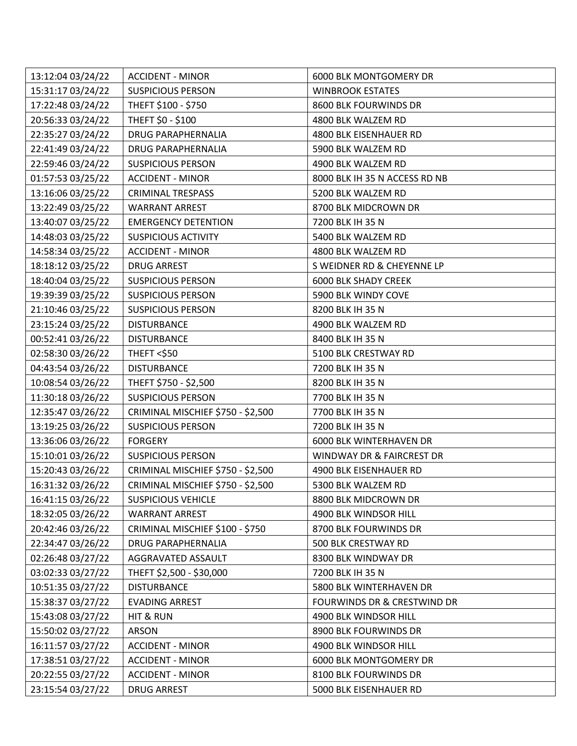| | | |
|---|---|---|
| 13:12:04 03/24/22 | ACCIDENT - MINOR | 6000 BLK MONTGOMERY DR |
| 15:31:17 03/24/22 | SUSPICIOUS PERSON | WINBROOK ESTATES |
| 17:22:48 03/24/22 | THEFT $100 - $750 | 8600 BLK FOURWINDS DR |
| 20:56:33 03/24/22 | THEFT $0 - $100 | 4800 BLK WALZEM RD |
| 22:35:27 03/24/22 | DRUG PARAPHERNALIA | 4800 BLK EISENHAUER RD |
| 22:41:49 03/24/22 | DRUG PARAPHERNALIA | 5900 BLK WALZEM RD |
| 22:59:46 03/24/22 | SUSPICIOUS PERSON | 4900 BLK WALZEM RD |
| 01:57:53 03/25/22 | ACCIDENT - MINOR | 8000 BLK IH 35 N ACCESS RD NB |
| 13:16:06 03/25/22 | CRIMINAL TRESPASS | 5200 BLK WALZEM RD |
| 13:22:49 03/25/22 | WARRANT ARREST | 8700 BLK MIDCROWN DR |
| 13:40:07 03/25/22 | EMERGENCY DETENTION | 7200 BLK IH 35 N |
| 14:48:03 03/25/22 | SUSPICIOUS ACTIVITY | 5400 BLK WALZEM RD |
| 14:58:34 03/25/22 | ACCIDENT - MINOR | 4800 BLK WALZEM RD |
| 18:18:12 03/25/22 | DRUG ARREST | S WEIDNER RD & CHEYENNE LP |
| 18:40:04 03/25/22 | SUSPICIOUS PERSON | 6000 BLK SHADY CREEK |
| 19:39:39 03/25/22 | SUSPICIOUS PERSON | 5900 BLK WINDY COVE |
| 21:10:46 03/25/22 | SUSPICIOUS PERSON | 8200 BLK IH 35 N |
| 23:15:24 03/25/22 | DISTURBANCE | 4900 BLK WALZEM RD |
| 00:52:41 03/26/22 | DISTURBANCE | 8400 BLK IH 35 N |
| 02:58:30 03/26/22 | THEFT <$50 | 5100 BLK CRESTWAY RD |
| 04:43:54 03/26/22 | DISTURBANCE | 7200 BLK IH 35 N |
| 10:08:54 03/26/22 | THEFT $750 - $2,500 | 8200 BLK IH 35 N |
| 11:30:18 03/26/22 | SUSPICIOUS PERSON | 7700 BLK IH 35 N |
| 12:35:47 03/26/22 | CRIMINAL MISCHIEF $750 - $2,500 | 7700 BLK IH 35 N |
| 13:19:25 03/26/22 | SUSPICIOUS PERSON | 7200 BLK IH 35 N |
| 13:36:06 03/26/22 | FORGERY | 6000 BLK WINTERHAVEN DR |
| 15:10:01 03/26/22 | SUSPICIOUS PERSON | WINDWAY DR & FAIRCREST DR |
| 15:20:43 03/26/22 | CRIMINAL MISCHIEF $750 - $2,500 | 4900 BLK EISENHAUER RD |
| 16:31:32 03/26/22 | CRIMINAL MISCHIEF $750 - $2,500 | 5300 BLK WALZEM RD |
| 16:41:15 03/26/22 | SUSPICIOUS VEHICLE | 8800 BLK MIDCROWN DR |
| 18:32:05 03/26/22 | WARRANT ARREST | 4900 BLK WINDSOR HILL |
| 20:42:46 03/26/22 | CRIMINAL MISCHIEF $100 - $750 | 8700 BLK FOURWINDS DR |
| 22:34:47 03/26/22 | DRUG PARAPHERNALIA | 500 BLK CRESTWAY RD |
| 02:26:48 03/27/22 | AGGRAVATED ASSAULT | 8300 BLK WINDWAY DR |
| 03:02:33 03/27/22 | THEFT $2,500 - $30,000 | 7200 BLK IH 35 N |
| 10:51:35 03/27/22 | DISTURBANCE | 5800 BLK WINTERHAVEN DR |
| 15:38:37 03/27/22 | EVADING ARREST | FOURWINDS DR & CRESTWIND DR |
| 15:43:08 03/27/22 | HIT & RUN | 4900 BLK WINDSOR HILL |
| 15:50:02 03/27/22 | ARSON | 8900 BLK FOURWINDS DR |
| 16:11:57 03/27/22 | ACCIDENT - MINOR | 4900 BLK WINDSOR HILL |
| 17:38:51 03/27/22 | ACCIDENT - MINOR | 6000 BLK MONTGOMERY DR |
| 20:22:55 03/27/22 | ACCIDENT - MINOR | 8100 BLK FOURWINDS DR |
| 23:15:54 03/27/22 | DRUG ARREST | 5000 BLK EISENHAUER RD |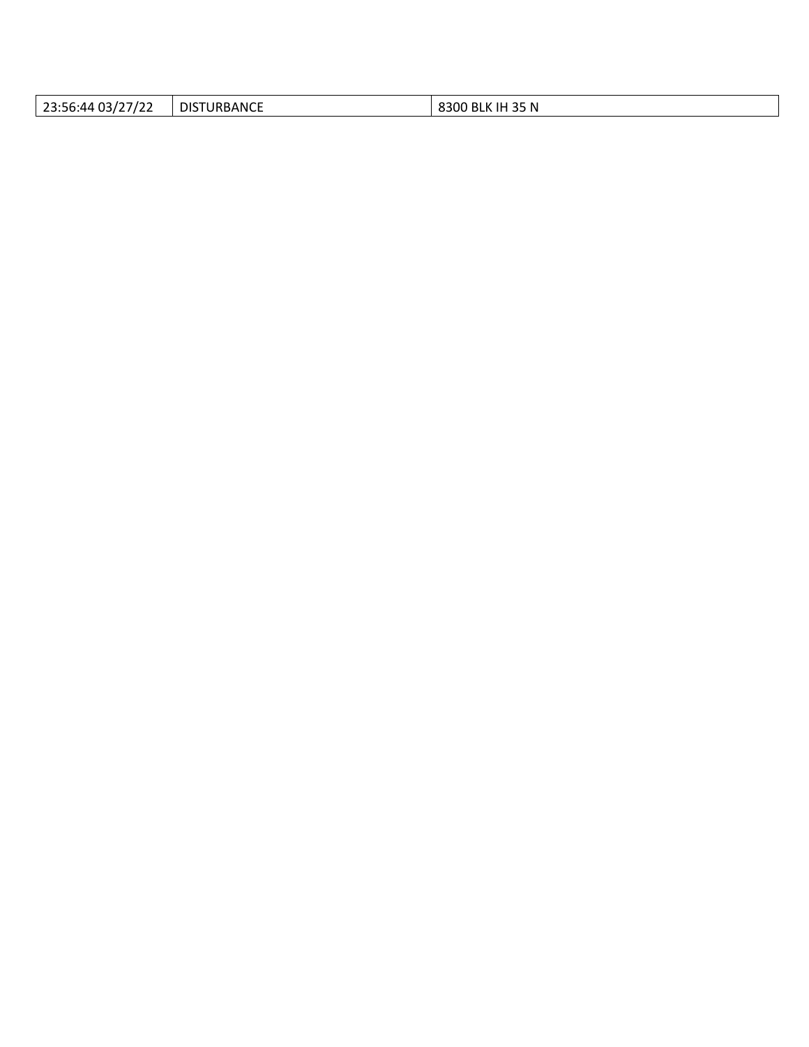| | | |
|---|---|---|
| 23:56:44 03/27/22 | DISTURBANCE | 8300 BLK IH 35 N |